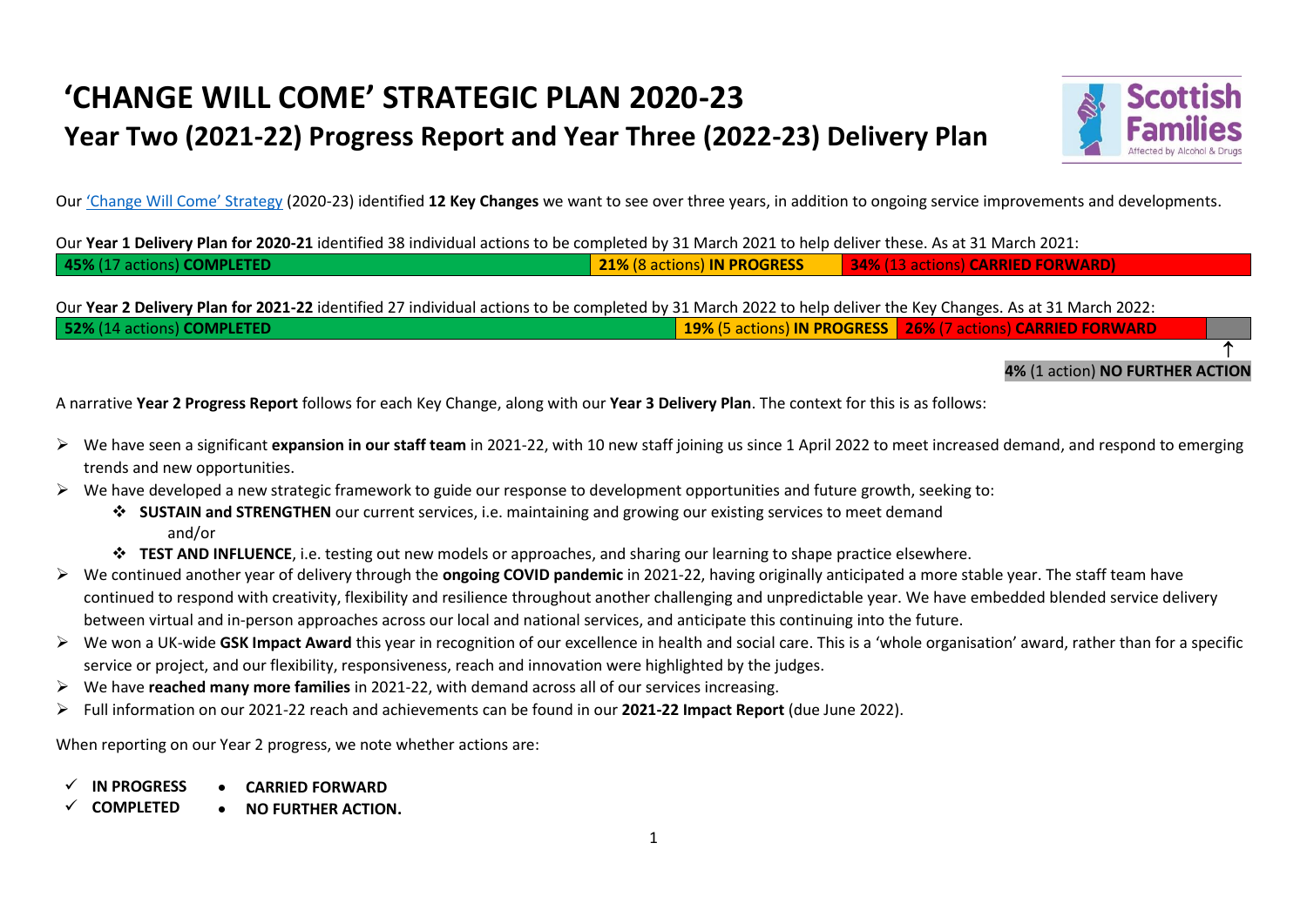# 'CHANGE WILL COME' STRATEGIC PLAN 2020-23

## Year Two (2021-22) Progress Report and Year Three (2022-23) Delivery Plan

Our 'Change Will Come' Strategy (2020-23) identified **12 Key Changes** we want to see over three years, in addition to ongoing service improvements and developments.

Our **Year 1 Delivery Plan for 2020-21** identified 38 individual actions to be completed by 31 March 2021 to help deliver these. As at 31 March 2021:

| **45%** (17 actions) **COMPLETED** | **21%** (8 actions) **IN PROGRESS** | **34%** (13 actions) **CARRIED FORWARD)** |
|---|---|---|

Our **Year 2 Delivery Plan for 2021-22** identified 27 individual actions to be completed by 31 March 2022 to help deliver the Key Changes. As at 31 March 2022:

| **52%** (14 actions) **COMPLETED** | **19%** (5 actions) **IN PROGRESS** | **26%** (7 actions) **CARRIED FORWARD** | **4%** (1 action) **NO FURTHER ACTION** |
|---|---|---|---|

A narrative **Year 2 Progress Report** follows for each Key Change, along with our **Year 3 Delivery Plan**. The context for this is as follows:

- We have seen a significant **expansion in our staff team** in 2021-22, with 10 new staff joining us since 1 April 2022 to meet increased demand, and respond to emerging trends and new opportunities.
- We have developed a new strategic framework to guide our response to development opportunities and future growth, seeking to:
  - **SUSTAIN and STRENGTHEN** our current services, i.e. maintaining and growing our existing services to meet demand and/or
  - **TEST AND INFLUENCE**, i.e. testing out new models or approaches, and sharing our learning to shape practice elsewhere.
- We continued another year of delivery through the **ongoing COVID pandemic** in 2021-22, having originally anticipated a more stable year. The staff team have continued to respond with creativity, flexibility and resilience throughout another challenging and unpredictable year. We have embedded blended service delivery between virtual and in-person approaches across our local and national services, and anticipate this continuing into the future.
- We won a UK-wide **GSK Impact Award** this year in recognition of our excellence in health and social care. This is a 'whole organisation' award, rather than for a specific service or project, and our flexibility, responsiveness, reach and innovation were highlighted by the judges.
- We have **reached many more families** in 2021-22, with demand across all of our services increasing.
- Full information on our 2021-22 reach and achievements can be found in our **2021-22 Impact Report** (due June 2022).

When reporting on our Year 2 progress, we note whether actions are:

- ✓ **IN PROGRESS**
- ✓ **COMPLETED**
- **CARRIED FORWARD**
- **NO FURTHER ACTION.**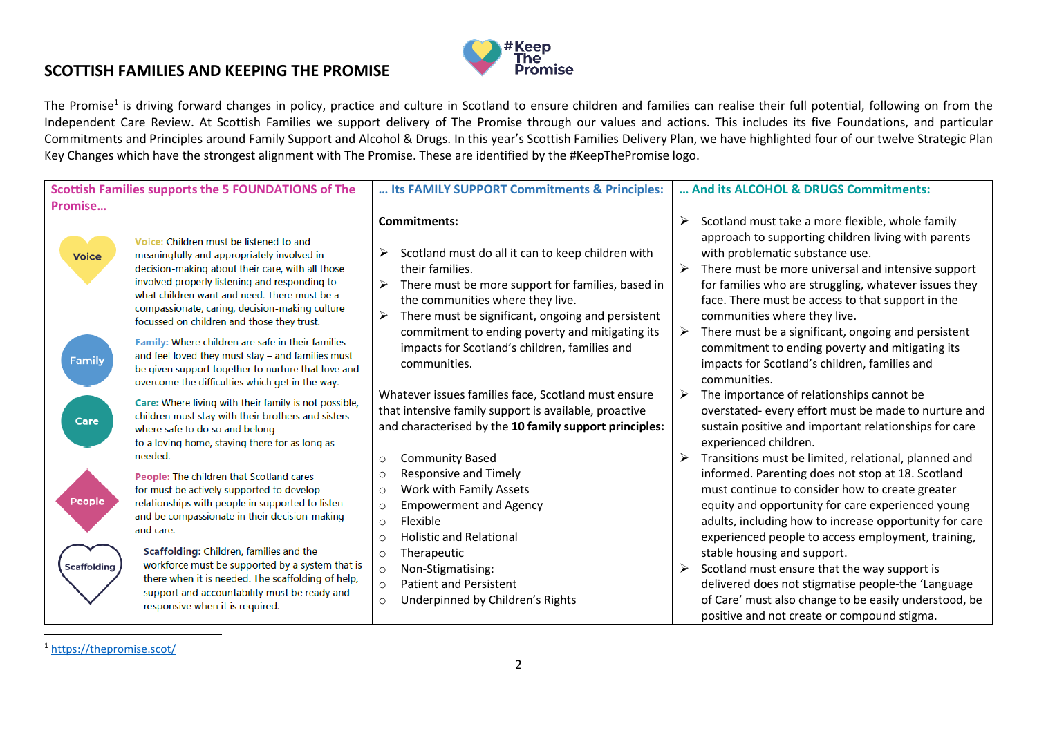# SCOTTISH FAMILIES AND KEEPING THE PROMISE

#KeepThePromise

The Promise[1] is driving forward changes in policy, practice and culture in Scotland to ensure children and families can realise their full potential, following on from the Independent Care Review. At Scottish Families we support delivery of The Promise through our values and actions. This includes its five Foundations, and particular Commitments and Principles around Family Support and Alcohol & Drugs. In this year's Scottish Families Delivery Plan, we have highlighted four of our twelve Strategic Plan Key Changes which have the strongest alignment with The Promise. These are identified by the #KeepThePromise logo.

## Scottish Families supports the 5 FOUNDATIONS of The Promise…

**Voice:** Children must be listened to and meaningfully and appropriately involved in decision-making about their care, with all those involved properly listening and responding to what children want and need. There must be a compassionate, caring, decision-making culture focussed on children and those they trust.

**Family:** Where children are safe in their families and feel loved they must stay – and families must be given support together to nurture that love and overcome the difficulties which get in the way.

**Care:** Where living with their family is not possible, children must stay with their brothers and sisters where safe to do so and belong to a loving home, staying there for as long as needed.

**People:** The children that Scotland cares for must be actively supported to develop relationships with people in supported to listen and be compassionate in their decision-making and care.

**Scaffolding:** Children, families and the workforce must be supported by a system that is there when it is needed. The scaffolding of help, support and accountability must be ready and responsive when it is required.

## … Its FAMILY SUPPORT Commitments & Principles:

**Commitments:**

- Scotland must do all it can to keep children with their families.
- There must be more support for families, based in the communities where they live.
- There must be significant, ongoing and persistent commitment to ending poverty and mitigating its impacts for Scotland's children, families and communities.

Whatever issues families face, Scotland must ensure that intensive family support is available, proactive and characterised by the **10 family support principles:**

- Community Based
- Responsive and Timely
- Work with Family Assets
- Empowerment and Agency
- Flexible
- Holistic and Relational
- Therapeutic
- Non-Stigmatising:
- Patient and Persistent
- Underpinned by Children's Rights

## … And its ALCOHOL & DRUGS Commitments:

- Scotland must take a more flexible, whole family approach to supporting children living with parents with problematic substance use.
- There must be more universal and intensive support for families who are struggling, whatever issues they face. There must be access to that support in the communities where they live.
- There must be a significant, ongoing and persistent commitment to ending poverty and mitigating its impacts for Scotland's children, families and communities.
- The importance of relationships cannot be overstated- every effort must be made to nurture and sustain positive and important relationships for care experienced children.
- Transitions must be limited, relational, planned and informed. Parenting does not stop at 18. Scotland must continue to consider how to create greater equity and opportunity for care experienced young adults, including how to increase opportunity for care experienced people to access employment, training, stable housing and support.
- Scotland must ensure that the way support is delivered does not stigmatise people-the 'Language of Care' must also change to be easily understood, be positive and not create or compound stigma.

---

[1] https://thepromise.scot/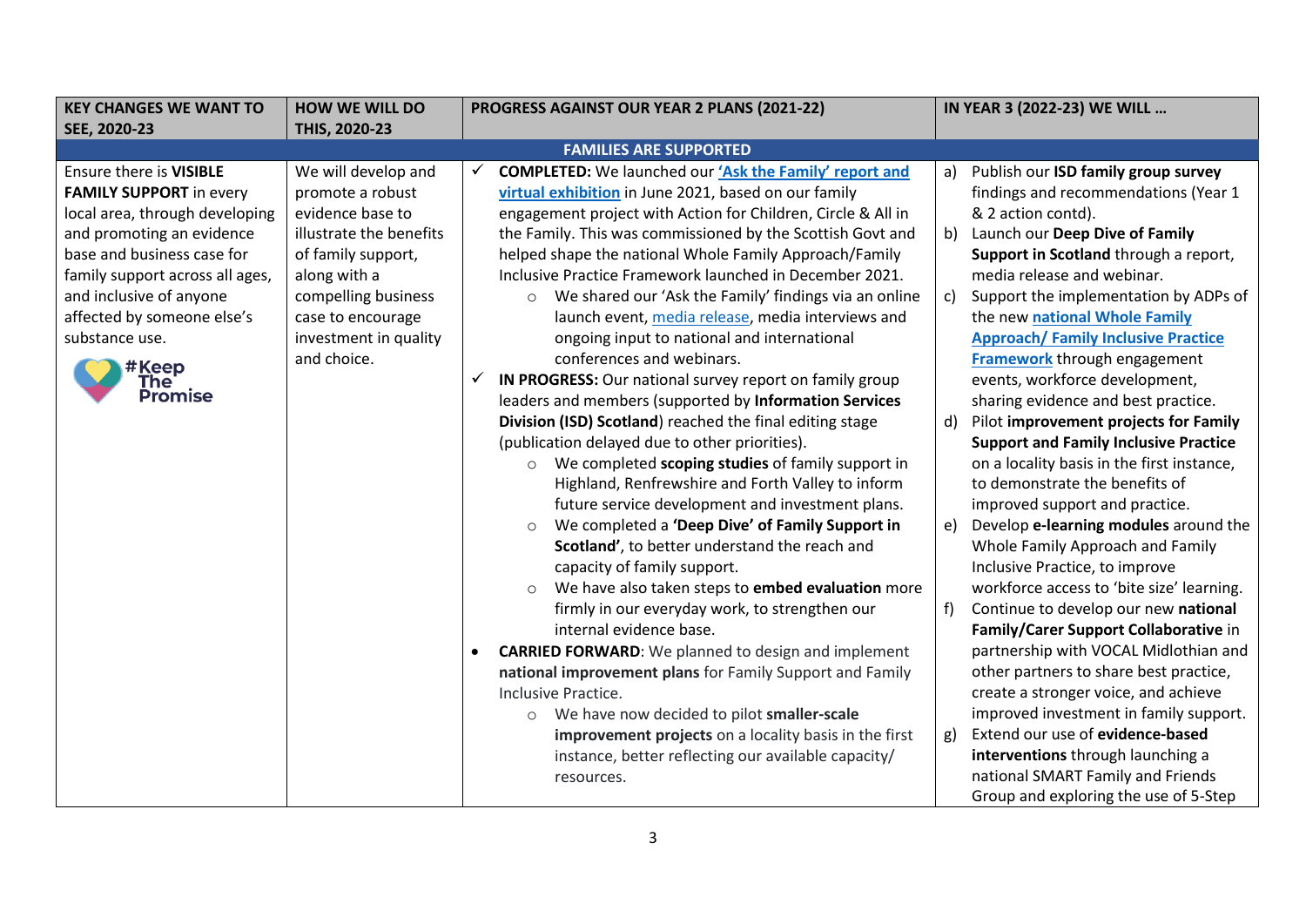| KEY CHANGES WE WANT TO SEE, 2020-23 | HOW WE WILL DO THIS, 2020-23 | PROGRESS AGAINST OUR YEAR 2 PLANS (2021-22) | IN YEAR 3 (2022-23) WE WILL … |
|---|---|---|---|
| **FAMILIES ARE SUPPORTED** | | | |
| Ensure there is **VISIBLE FAMILY SUPPORT** in every local area, through developing and promoting an evidence base and business case for family support across all ages, and inclusive of anyone affected by someone else's substance use. #Keep The Promise | We will develop and promote a robust evidence base to illustrate the benefits of family support, along with a compelling business case to encourage investment in quality and choice. | ✓ **COMPLETED:** We launched our **'Ask the Family' report and virtual exhibition** in June 2021, based on our family engagement project with Action for Children, Circle & All in the Family. This was commissioned by the Scottish Govt and helped shape the national Whole Family Approach/Family Inclusive Practice Framework launched in December 2021.<br>○ We shared our 'Ask the Family' findings via an online launch event, media release, media interviews and ongoing input to national and international conferences and webinars.<br>✓ **IN PROGRESS:** Our national survey report on family group leaders and members (supported by **Information Services Division (ISD) Scotland**) reached the final editing stage (publication delayed due to other priorities).<br>○ We completed **scoping studies** of family support in Highland, Renfrewshire and Forth Valley to inform future service development and investment plans.<br>○ We completed a **'Deep Dive' of Family Support in Scotland'**, to better understand the reach and capacity of family support.<br>○ We have also taken steps to **embed evaluation** more firmly in our everyday work, to strengthen our internal evidence base.<br>• **CARRIED FORWARD**: We planned to design and implement **national improvement plans** for Family Support and Family Inclusive Practice.<br>○ We have now decided to pilot **smaller-scale improvement projects** on a locality basis in the first instance, better reflecting our available capacity/ resources. | a) Publish our **ISD family group survey** findings and recommendations (Year 1 & 2 action contd).<br>b) Launch our **Deep Dive of Family Support in Scotland** through a report, media release and webinar.<br>c) Support the implementation by ADPs of the new **national Whole Family Approach/ Family Inclusive Practice Framework** through engagement events, workforce development, sharing evidence and best practice.<br>d) Pilot **improvement projects for Family Support and Family Inclusive Practice** on a locality basis in the first instance, to demonstrate the benefits of improved support and practice.<br>e) Develop **e-learning modules** around the Whole Family Approach and Family Inclusive Practice, to improve workforce access to 'bite size' learning.<br>f) Continue to develop our new **national Family/Carer Support Collaborative** in partnership with VOCAL Midlothian and other partners to share best practice, create a stronger voice, and achieve improved investment in family support.<br>g) Extend our use of **evidence-based interventions** through launching a national SMART Family and Friends Group and exploring the use of 5-Step |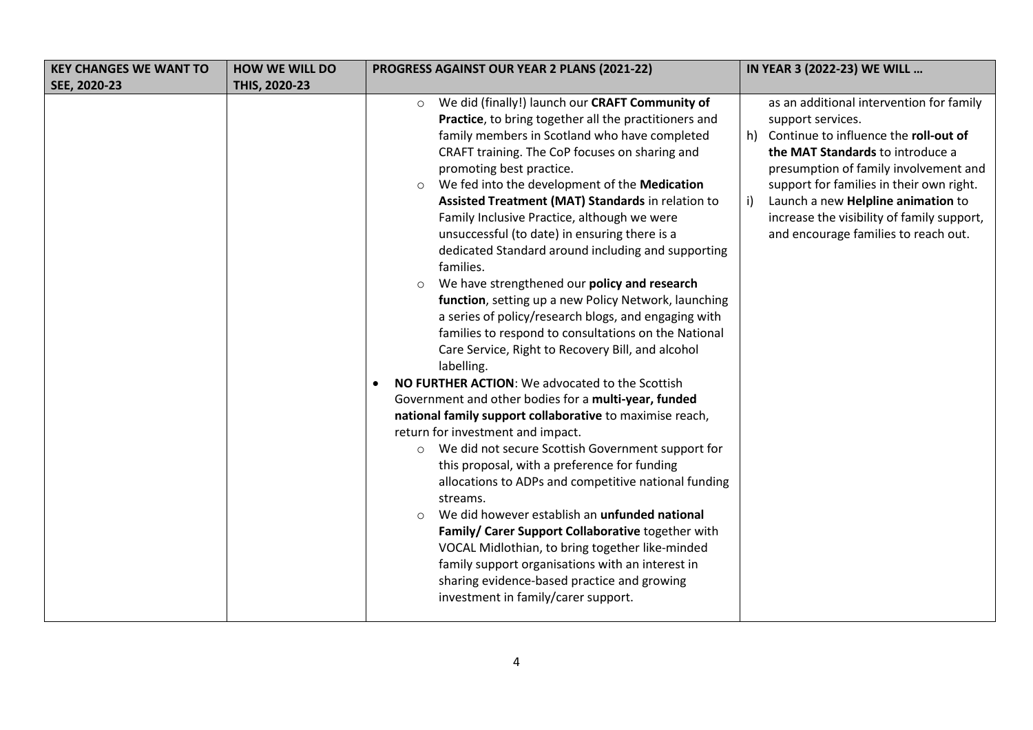| KEY CHANGES WE WANT TO SEE, 2020-23 | HOW WE WILL DO THIS, 2020-23 | PROGRESS AGAINST OUR YEAR 2 PLANS (2021-22) | IN YEAR 3 (2022-23) WE WILL … |
|---|---|---|---|
| | | ○ We did (finally!) launch our **CRAFT Community of Practice**, to bring together all the practitioners and family members in Scotland who have completed CRAFT training. The CoP focuses on sharing and promoting best practice.<br>○ We fed into the development of the **Medication Assisted Treatment (MAT) Standards** in relation to Family Inclusive Practice, although we were unsuccessful (to date) in ensuring there is a dedicated Standard around including and supporting families.<br>○ We have strengthened our **policy and research function**, setting up a new Policy Network, launching a series of policy/research blogs, and engaging with families to respond to consultations on the National Care Service, Right to Recovery Bill, and alcohol labelling.<br>• **NO FURTHER ACTION**: We advocated to the Scottish Government and other bodies for a **multi-year, funded national family support collaborative** to maximise reach, return for investment and impact.<br>○ We did not secure Scottish Government support for this proposal, with a preference for funding allocations to ADPs and competitive national funding streams.<br>○ We did however establish an **unfunded national Family/ Carer Support Collaborative** together with VOCAL Midlothian, to bring together like-minded family support organisations with an interest in sharing evidence-based practice and growing investment in family/carer support. | as an additional intervention for family support services.<br>h) Continue to influence the **roll-out of the MAT Standards** to introduce a presumption of family involvement and support for families in their own right.<br>i) Launch a new **Helpline animation** to increase the visibility of family support, and encourage families to reach out. |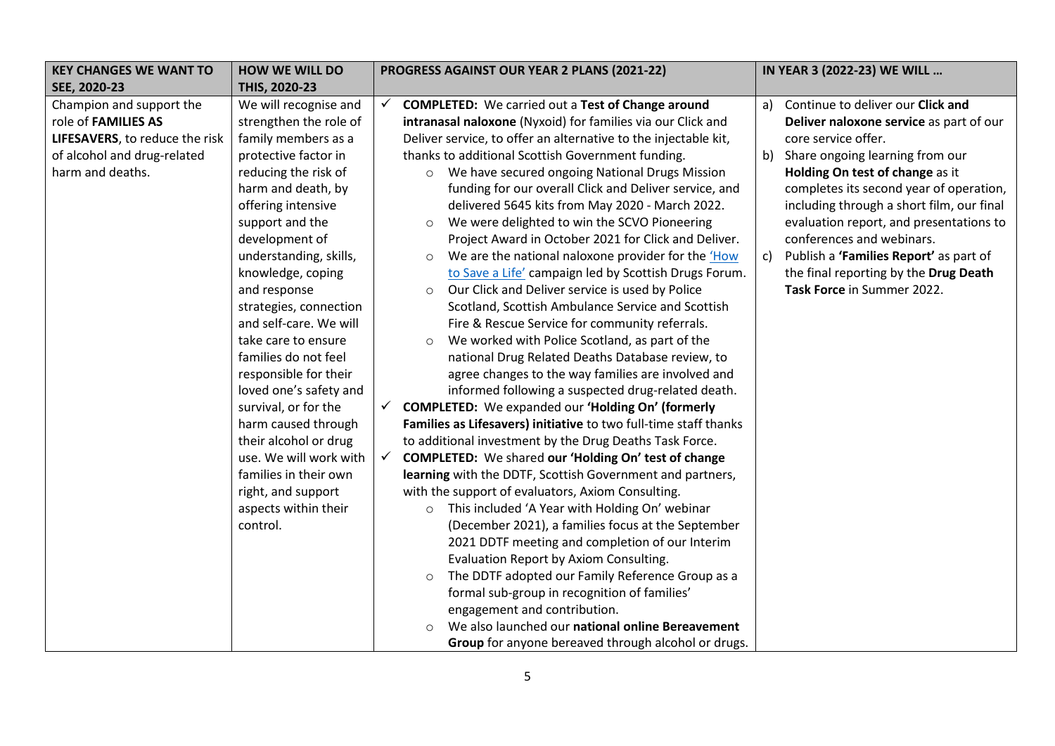| KEY CHANGES WE WANT TO SEE, 2020-23 | HOW WE WILL DO THIS, 2020-23 | PROGRESS AGAINST OUR YEAR 2 PLANS (2021-22) | IN YEAR 3 (2022-23) WE WILL … |
|---|---|---|---|
| Champion and support the role of **FAMILIES AS LIFESAVERS**, to reduce the risk of alcohol and drug-related harm and deaths. | We will recognise and strengthen the role of family members as a protective factor in reducing the risk of harm and death, by offering intensive support and the development of understanding, skills, knowledge, coping and response strategies, connection and self-care. We will take care to ensure families do not feel responsible for their loved one's safety and survival, or for the harm caused through their alcohol or drug use. We will work with families in their own right, and support aspects within their control. | ✓ **COMPLETED:** We carried out a **Test of Change around intranasal naloxone** (Nyxoid) for families via our Click and Deliver service, to offer an alternative to the injectable kit, thanks to additional Scottish Government funding.<br>◦ We have secured ongoing National Drugs Mission funding for our overall Click and Deliver service, and delivered 5645 kits from May 2020 - March 2022.<br>◦ We were delighted to win the SCVO Pioneering Project Award in October 2021 for Click and Deliver.<br>◦ We are the national naloxone provider for the 'How to Save a Life' campaign led by Scottish Drugs Forum.<br>◦ Our Click and Deliver service is used by Police Scotland, Scottish Ambulance Service and Scottish Fire & Rescue Service for community referrals.<br>◦ We worked with Police Scotland, as part of the national Drug Related Deaths Database review, to agree changes to the way families are involved and informed following a suspected drug-related death.<br>✓ **COMPLETED:** We expanded our **'Holding On' (formerly Families as Lifesavers) initiative** to two full-time staff thanks to additional investment by the Drug Deaths Task Force.<br>✓ **COMPLETED:** We shared **our 'Holding On' test of change learning** with the DDTF, Scottish Government and partners, with the support of evaluators, Axiom Consulting.<br>◦ This included 'A Year with Holding On' webinar (December 2021), a families focus at the September 2021 DDTF meeting and completion of our Interim Evaluation Report by Axiom Consulting.<br>◦ The DDTF adopted our Family Reference Group as a formal sub-group in recognition of families' engagement and contribution.<br>◦ We also launched our **national online Bereavement Group** for anyone bereaved through alcohol or drugs. | a) Continue to deliver our **Click and Deliver naloxone service** as part of our core service offer.<br>b) Share ongoing learning from our **Holding On test of change** as it completes its second year of operation, including through a short film, our final evaluation report, and presentations to conferences and webinars.<br>c) Publish a **'Families Report'** as part of the final reporting by the **Drug Death Task Force** in Summer 2022. |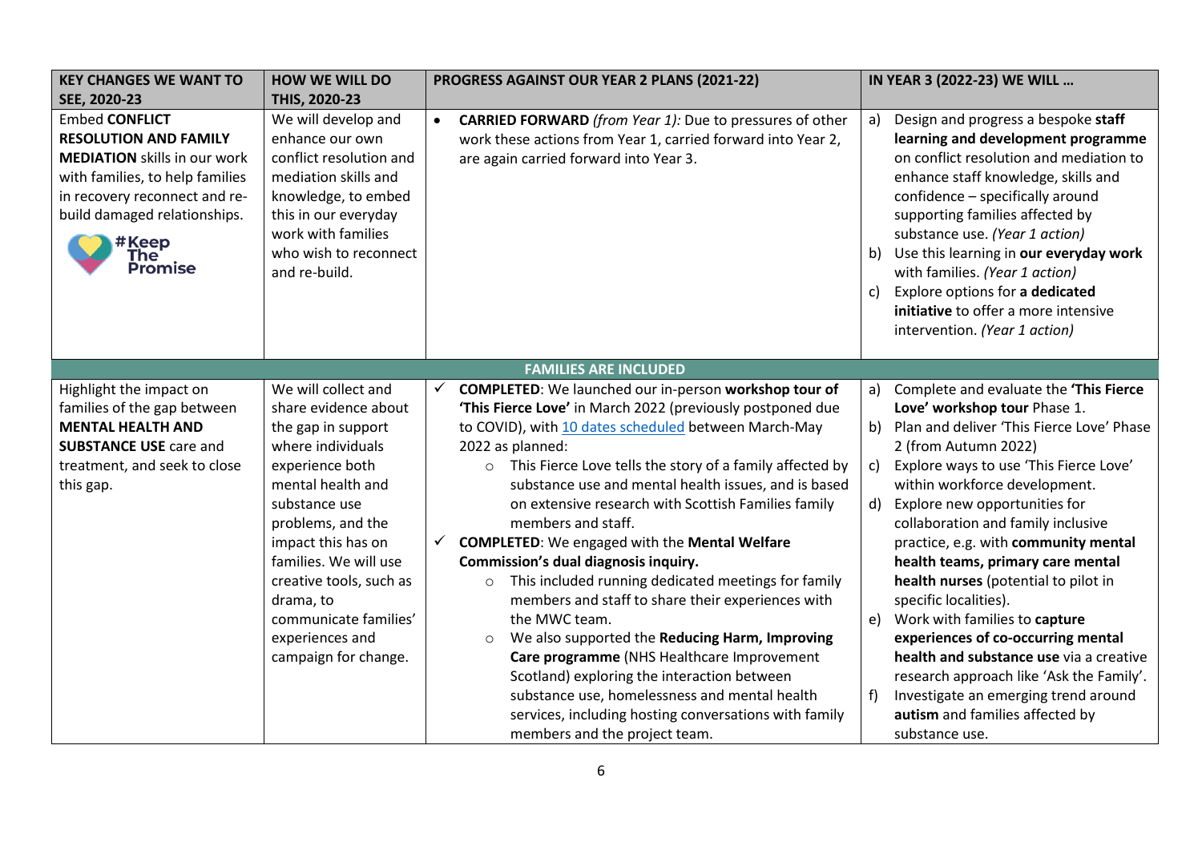| KEY CHANGES WE WANT TO SEE, 2020-23 | HOW WE WILL DO THIS, 2020-23 | PROGRESS AGAINST OUR YEAR 2 PLANS (2021-22) | IN YEAR 3 (2022-23) WE WILL … |
|---|---|---|---|
| Embed **CONFLICT RESOLUTION AND FAMILY MEDIATION** skills in our work with families, to help families in recovery reconnect and re-build damaged relationships. #Keep The Promise | We will develop and enhance our own conflict resolution and mediation skills and knowledge, to embed this in our everyday work with families who wish to reconnect and re-build. | • **CARRIED FORWARD** *(from Year 1):* Due to pressures of other work these actions from Year 1, carried forward into Year 2, are again carried forward into Year 3. | a) Design and progress a bespoke **staff learning and development programme** on conflict resolution and mediation to enhance staff knowledge, skills and confidence – specifically around supporting families affected by substance use. *(Year 1 action)*<br>b) Use this learning in **our everyday work** with families. *(Year 1 action)*<br>c) Explore options for **a dedicated initiative** to offer a more intensive intervention. *(Year 1 action)* |
| **FAMILIES ARE INCLUDED** | | | |
| Highlight the impact on families of the gap between **MENTAL HEALTH AND SUBSTANCE USE** care and treatment, and seek to close this gap. | We will collect and share evidence about the gap in support where individuals experience both mental health and substance use problems, and the impact this has on families. We will use creative tools, such as drama, to communicate families' experiences and campaign for change. | ✓ **COMPLETED**: We launched our in-person **workshop tour of 'This Fierce Love'** in March 2022 (previously postponed due to COVID), with 10 dates scheduled between March-May 2022 as planned:<br>○ This Fierce Love tells the story of a family affected by substance use and mental health issues, and is based on extensive research with Scottish Families family members and staff.<br>✓ **COMPLETED**: We engaged with the **Mental Welfare Commission's dual diagnosis inquiry.**<br>○ This included running dedicated meetings for family members and staff to share their experiences with the MWC team.<br>○ We also supported the **Reducing Harm, Improving Care programme** (NHS Healthcare Improvement Scotland) exploring the interaction between substance use, homelessness and mental health services, including hosting conversations with family members and the project team. | a) Complete and evaluate the **'This Fierce Love' workshop tour** Phase 1.<br>b) Plan and deliver 'This Fierce Love' Phase 2 (from Autumn 2022)<br>c) Explore ways to use 'This Fierce Love' within workforce development.<br>d) Explore new opportunities for collaboration and family inclusive practice, e.g. with **community mental health teams, primary care mental health nurses** (potential to pilot in specific localities).<br>e) Work with families to **capture experiences of co-occurring mental health and substance use** via a creative research approach like 'Ask the Family'.<br>f) Investigate an emerging trend around **autism** and families affected by substance use. |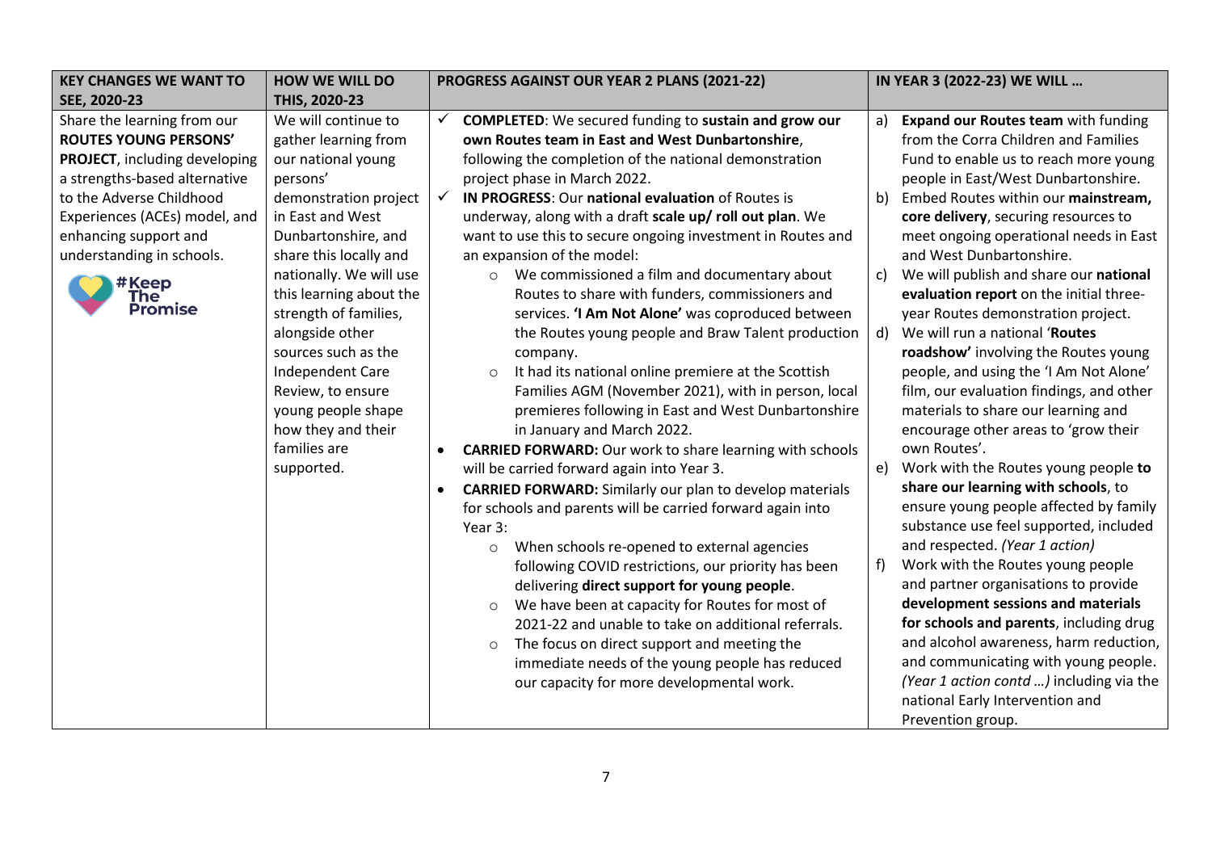| KEY CHANGES WE WANT TO SEE, 2020-23 | HOW WE WILL DO THIS, 2020-23 | PROGRESS AGAINST OUR YEAR 2 PLANS (2021-22) | IN YEAR 3 (2022-23) WE WILL … |
|---|---|---|---|
| Share the learning from our **ROUTES YOUNG PERSONS' PROJECT**, including developing a strengths-based alternative to the Adverse Childhood Experiences (ACEs) model, and enhancing support and understanding in schools.<br><br>#Keep The Promise | We will continue to gather learning from our national young persons' demonstration project in East and West Dunbartonshire, and share this locally and nationally. We will use this learning about the strength of families, alongside other sources such as the Independent Care Review, to ensure young people shape how they and their families are supported. | ✓ **COMPLETED**: We secured funding to **sustain and grow our own Routes team in East and West Dunbartonshire**, following the completion of the national demonstration project phase in March 2022.<br>✓ **IN PROGRESS**: Our **national evaluation** of Routes is underway, along with a draft **scale up/ roll out plan**. We want to use this to secure ongoing investment in Routes and an expansion of the model:<br>○ We commissioned a film and documentary about Routes to share with funders, commissioners and services. **'I Am Not Alone'** was coproduced between the Routes young people and Braw Talent production company.<br>○ It had its national online premiere at the Scottish Families AGM (November 2021), with in person, local premieres following in East and West Dunbartonshire in January and March 2022.<br>• **CARRIED FORWARD:** Our work to share learning with schools will be carried forward again into Year 3.<br>• **CARRIED FORWARD:** Similarly our plan to develop materials for schools and parents will be carried forward again into Year 3:<br>○ When schools re-opened to external agencies following COVID restrictions, our priority has been delivering **direct support for young people**.<br>○ We have been at capacity for Routes for most of 2021-22 and unable to take on additional referrals.<br>○ The focus on direct support and meeting the immediate needs of the young people has reduced our capacity for more developmental work. | a) **Expand our Routes team** with funding from the Corra Children and Families Fund to enable us to reach more young people in East/West Dunbartonshire.<br>b) Embed Routes within our **mainstream, core delivery**, securing resources to meet ongoing operational needs in East and West Dunbartonshire.<br>c) We will publish and share our **national evaluation report** on the initial three-year Routes demonstration project.<br>d) We will run a national '**Routes roadshow'** involving the Routes young people, and using the 'I Am Not Alone' film, our evaluation findings, and other materials to share our learning and encourage other areas to 'grow their own Routes'.<br>e) Work with the Routes young people **to share our learning with schools**, to ensure young people affected by family substance use feel supported, included and respected. *(Year 1 action)*<br>f) Work with the Routes young people and partner organisations to provide **development sessions and materials for schools and parents**, including drug and alcohol awareness, harm reduction, and communicating with young people. *(Year 1 action contd …)* including via the national Early Intervention and Prevention group. |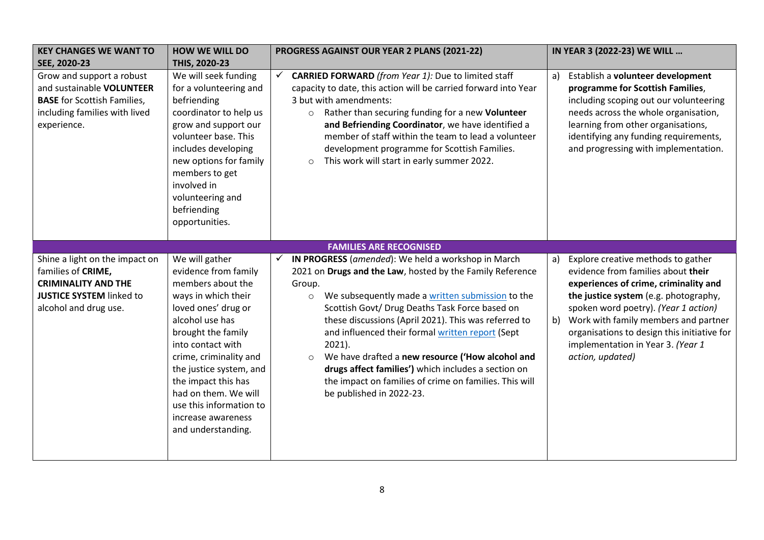| KEY CHANGES WE WANT TO SEE, 2020-23 | HOW WE WILL DO THIS, 2020-23 | PROGRESS AGAINST OUR YEAR 2 PLANS (2021-22) | IN YEAR 3 (2022-23) WE WILL … |
|---|---|---|---|
| Grow and support a robust and sustainable **VOLUNTEER BASE** for Scottish Families, including families with lived experience. | We will seek funding for a volunteering and befriending coordinator to help us grow and support our volunteer base. This includes developing new options for family members to get involved in volunteering and befriending opportunities. | ✓ **CARRIED FORWARD** *(from Year 1):* Due to limited staff capacity to date, this action will be carried forward into Year 3 but with amendments:<br>○ Rather than securing funding for a new **Volunteer and Befriending Coordinator**, we have identified a member of staff within the team to lead a volunteer development programme for Scottish Families.<br>○ This work will start in early summer 2022. | a) Establish a **volunteer development programme for Scottish Families**, including scoping out our volunteering needs across the whole organisation, learning from other organisations, identifying any funding requirements, and progressing with implementation. |
| | | **FAMILIES ARE RECOGNISED** | |
| Shine a light on the impact on families of **CRIME, CRIMINALITY AND THE JUSTICE SYSTEM** linked to alcohol and drug use. | We will gather evidence from family members about the ways in which their loved ones' drug or alcohol use has brought the family into contact with crime, criminality and the justice system, and the impact this has had on them. We will use this information to increase awareness and understanding. | ✓ **IN PROGRESS** (*amended*): We held a workshop in March 2021 on **Drugs and the Law**, hosted by the Family Reference Group.<br>○ We subsequently made a written submission to the Scottish Govt/ Drug Deaths Task Force based on these discussions (April 2021). This was referred to and influenced their formal written report (Sept 2021).<br>○ We have drafted a **new resource ('How alcohol and drugs affect families')** which includes a section on the impact on families of crime on families. This will be published in 2022-23. | a) Explore creative methods to gather evidence from families about **their experiences of crime, criminality and the justice system** (e.g. photography, spoken word poetry). *(Year 1 action)*<br>b) Work with family members and partner organisations to design this initiative for implementation in Year 3. *(Year 1 action, updated)* |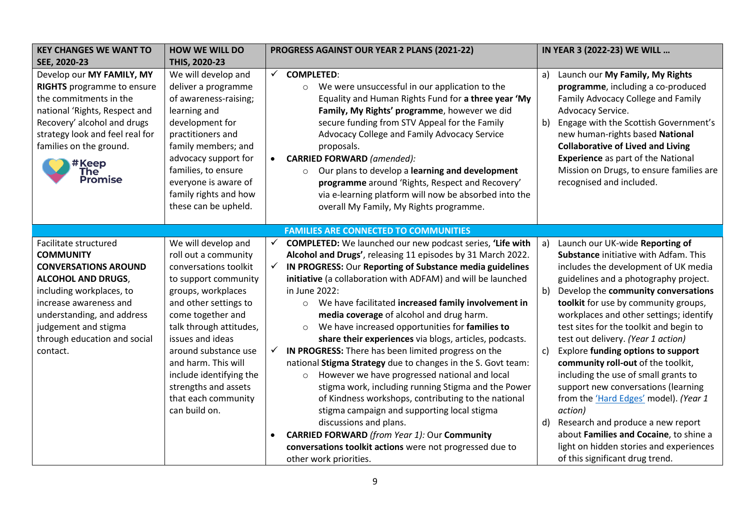| KEY CHANGES WE WANT TO SEE, 2020-23 | HOW WE WILL DO THIS, 2020-23 | PROGRESS AGAINST OUR YEAR 2 PLANS (2021-22) | IN YEAR 3 (2022-23) WE WILL … |
|---|---|---|---|
| Develop our **MY FAMILY, MY RIGHTS** programme to ensure the commitments in the national 'Rights, Respect and Recovery' alcohol and drugs strategy look and feel real for families on the ground. #Keep The Promise | We will develop and deliver a programme of awareness-raising; learning and development for practitioners and family members; and advocacy support for families, to ensure everyone is aware of family rights and how these can be upheld. | ✓ **COMPLETED**: <br>○ We were unsuccessful in our application to the Equality and Human Rights Fund for **a three year 'My Family, My Rights' programme**, however we did secure funding from STV Appeal for the Family Advocacy College and Family Advocacy Service proposals.<br>• **CARRIED FORWARD** *(amended):*<br>○ Our plans to develop a **learning and development programme** around 'Rights, Respect and Recovery' via e-learning platform will now be absorbed into the overall My Family, My Rights programme. | a) Launch our **My Family, My Rights programme**, including a co-produced Family Advocacy College and Family Advocacy Service.<br>b) Engage with the Scottish Government's new human-rights based **National Collaborative of Lived and Living Experience** as part of the National Mission on Drugs, to ensure families are recognised and included. |
| **FAMILIES ARE CONNECTED TO COMMUNITIES** | | | |
| Facilitate structured **COMMUNITY CONVERSATIONS AROUND ALCOHOL AND DRUGS**, including workplaces, to increase awareness and understanding, and address judgement and stigma through education and social contact. | We will develop and roll out a community conversations toolkit to support community groups, workplaces and other settings to come together and talk through attitudes, issues and ideas around substance use and harm. This will include identifying the strengths and assets that each community can build on. | ✓ **COMPLETED:** We launched our new podcast series, **'Life with Alcohol and Drugs'**, releasing 11 episodes by 31 March 2022.<br>✓ **IN PROGRESS:** Our **Reporting of Substance media guidelines initiative** (a collaboration with ADFAM) and will be launched in June 2022:<br>○ We have facilitated **increased family involvement in media coverage** of alcohol and drug harm.<br>○ We have increased opportunities for **families to share their experiences** via blogs, articles, podcasts.<br>✓ **IN PROGRESS:** There has been limited progress on the national **Stigma Strategy** due to changes in the S. Govt team:<br>○ However we have progressed national and local stigma work, including running Stigma and the Power of Kindness workshops, contributing to the national stigma campaign and supporting local stigma discussions and plans.<br>• **CARRIED FORWARD** *(from Year 1):* Our **Community conversations toolkit actions** were not progressed due to other work priorities. | a) Launch our UK-wide **Reporting of Substance** initiative with Adfam. This includes the development of UK media guidelines and a photography project.<br>b) Develop the **community conversations toolkit** for use by community groups, workplaces and other settings; identify test sites for the toolkit and begin to test out delivery. *(Year 1 action)*<br>c) Explore **funding options to support community roll-out** of the toolkit, including the use of small grants to support new conversations (learning from the 'Hard Edges' model). *(Year 1 action)*<br>d) Research and produce a new report about **Families and Cocaine**, to shine a light on hidden stories and experiences of this significant drug trend. |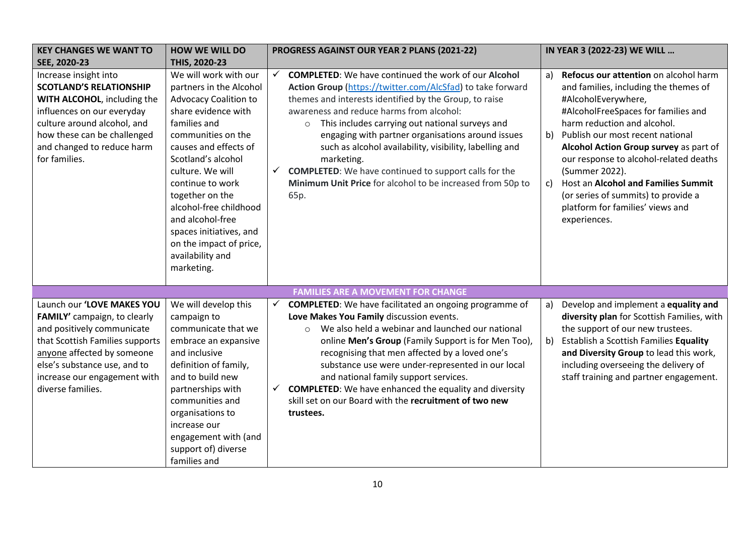| KEY CHANGES WE WANT TO SEE, 2020-23 | HOW WE WILL DO THIS, 2020-23 | PROGRESS AGAINST OUR YEAR 2 PLANS (2021-22) | IN YEAR 3 (2022-23) WE WILL … |
|---|---|---|---|
| Increase insight into **SCOTLAND'S RELATIONSHIP WITH ALCOHOL**, including the influences on our everyday culture around alcohol, and how these can be challenged and changed to reduce harm for families. | We will work with our partners in the Alcohol Advocacy Coalition to share evidence with families and communities on the causes and effects of Scotland's alcohol culture. We will continue to work together on the alcohol-free childhood and alcohol-free spaces initiatives, and on the impact of price, availability and marketing. | ✓ **COMPLETED**: We have continued the work of our **Alcohol Action Group** (https://twitter.com/AlcSfad) to take forward themes and interests identified by the Group, to raise awareness and reduce harms from alcohol:<br>○ This includes carrying out national surveys and engaging with partner organisations around issues such as alcohol availability, visibility, labelling and marketing.<br>✓ **COMPLETED**: We have continued to support calls for the **Minimum Unit Price** for alcohol to be increased from 50p to 65p. | a) **Refocus our attention** on alcohol harm and families, including the themes of #AlcoholEverywhere, #AlcoholFreeSpaces for families and harm reduction and alcohol.<br>b) Publish our most recent national **Alcohol Action Group survey** as part of our response to alcohol-related deaths (Summer 2022).<br>c) Host an **Alcohol and Families Summit** (or series of summits) to provide a platform for families' views and experiences. |
| | | **FAMILIES ARE A MOVEMENT FOR CHANGE** | |
| Launch our **'LOVE MAKES YOU FAMILY'** campaign, to clearly and positively communicate that Scottish Families supports anyone affected by someone else's substance use, and to increase our engagement with diverse families. | We will develop this campaign to communicate that we embrace an expansive and inclusive definition of family, and to build new partnerships with communities and organisations to increase our engagement with (and support of) diverse families and | ✓ **COMPLETED**: We have facilitated an ongoing programme of **Love Makes You Family** discussion events.<br>○ We also held a webinar and launched our national online **Men's Group** (Family Support is for Men Too), recognising that men affected by a loved one's substance use were under-represented in our local and national family support services.<br>✓ **COMPLETED**: We have enhanced the equality and diversity skill set on our Board with the **recruitment of two new trustees.** | a) Develop and implement a **equality and diversity plan** for Scottish Families, with the support of our new trustees.<br>b) Establish a Scottish Families **Equality and Diversity Group** to lead this work, including overseeing the delivery of staff training and partner engagement. |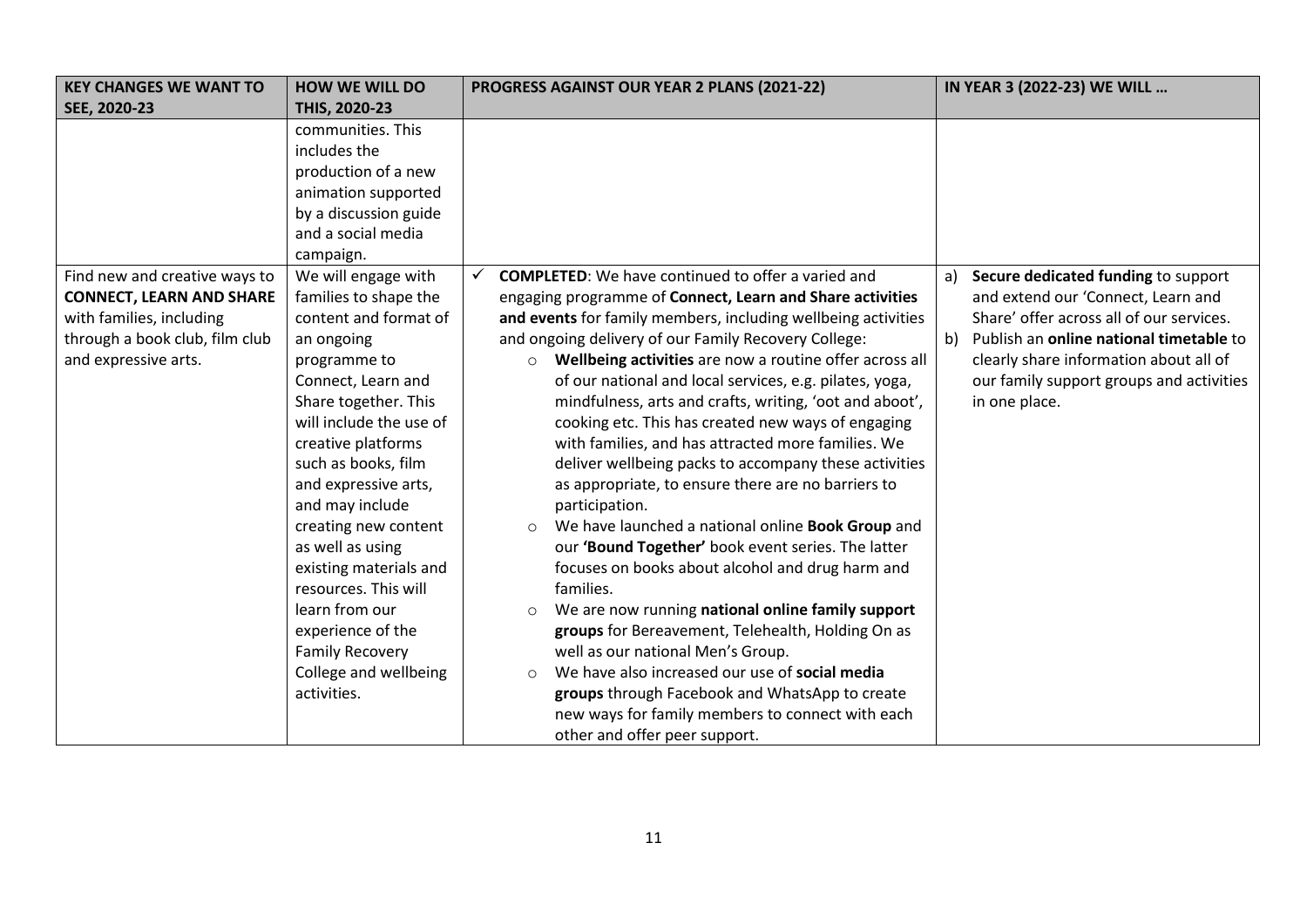| KEY CHANGES WE WANT TO SEE, 2020-23 | HOW WE WILL DO THIS, 2020-23 | PROGRESS AGAINST OUR YEAR 2 PLANS (2021-22) | IN YEAR 3 (2022-23) WE WILL … |
| --- | --- | --- | --- |
| | communities. This includes the production of a new animation supported by a discussion guide and a social media campaign. | | |
| Find new and creative ways to **CONNECT, LEARN AND SHARE** with families, including through a book club, film club and expressive arts. | We will engage with families to shape the content and format of an ongoing programme to Connect, Learn and Share together. This will include the use of creative platforms such as books, film and expressive arts, and may include creating new content as well as using existing materials and resources. This will learn from our experience of the Family Recovery College and wellbeing activities. | ✓ **COMPLETED**: We have continued to offer a varied and engaging programme of **Connect, Learn and Share activities and events** for family members, including wellbeing activities and ongoing delivery of our Family Recovery College:<br>○ **Wellbeing activities** are now a routine offer across all of our national and local services, e.g. pilates, yoga, mindfulness, arts and crafts, writing, 'oot and aboot', cooking etc. This has created new ways of engaging with families, and has attracted more families. We deliver wellbeing packs to accompany these activities as appropriate, to ensure there are no barriers to participation.<br>○ We have launched a national online **Book Group** and our **'Bound Together'** book event series. The latter focuses on books about alcohol and drug harm and families.<br>○ We are now running **national online family support groups** for Bereavement, Telehealth, Holding On as well as our national Men's Group.<br>○ We have also increased our use of **social media groups** through Facebook and WhatsApp to create new ways for family members to connect with each other and offer peer support. | a) **Secure dedicated funding** to support and extend our 'Connect, Learn and Share' offer across all of our services.<br>b) Publish an **online national timetable** to clearly share information about all of our family support groups and activities in one place. |